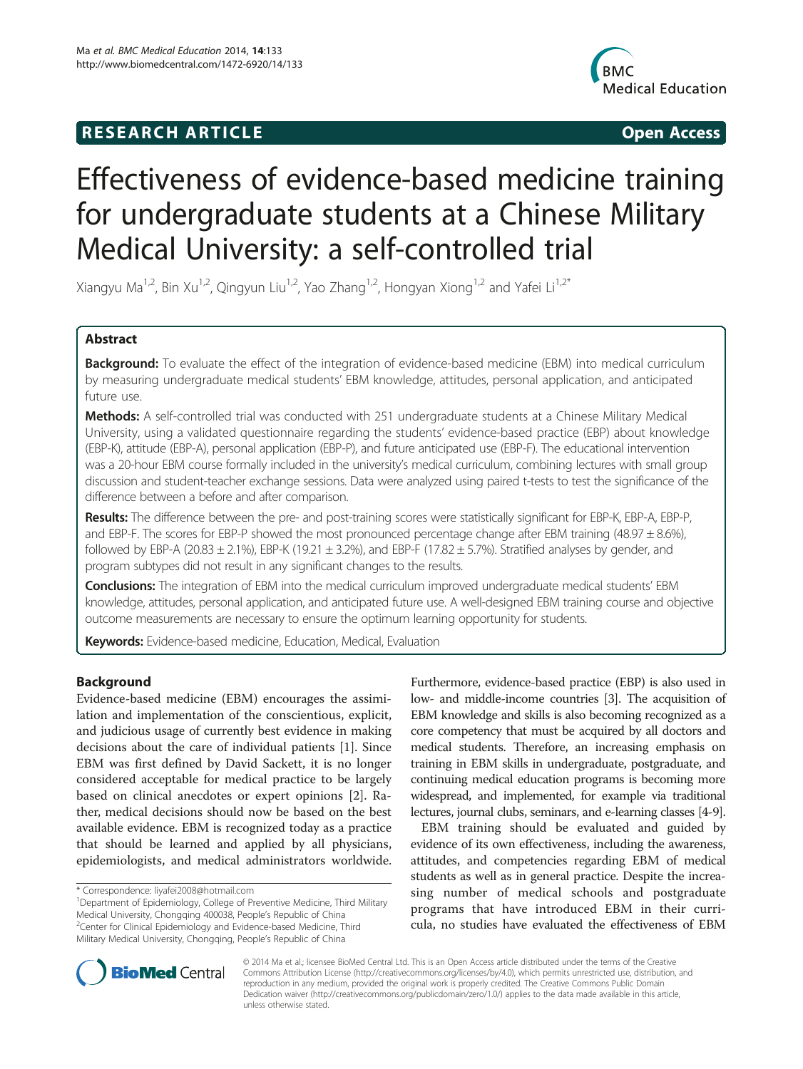**RESEARCH ARTICLE** **Open Access**

# Effectiveness of evidence-based medicine training for undergraduate students at a Chinese Military Medical University: a self-controlled trial

Xiangyu Ma[1,2], Bin Xu[1,2], Qingyun Liu[1,2], Yao Zhang[1,2], Hongyan Xiong[1,2] and Yafei Li[1,2*]

## Abstract

**Background:** To evaluate the effect of the integration of evidence-based medicine (EBM) into medical curriculum by measuring undergraduate medical students' EBM knowledge, attitudes, personal application, and anticipated future use.

**Methods:** A self-controlled trial was conducted with 251 undergraduate students at a Chinese Military Medical University, using a validated questionnaire regarding the students' evidence-based practice (EBP) about knowledge (EBP-K), attitude (EBP-A), personal application (EBP-P), and future anticipated use (EBP-F). The educational intervention was a 20-hour EBM course formally included in the university's medical curriculum, combining lectures with small group discussion and student-teacher exchange sessions. Data were analyzed using paired t-tests to test the significance of the difference between a before and after comparison.

**Results:** The difference between the pre- and post-training scores were statistically significant for EBP-K, EBP-A, EBP-P, and EBP-F. The scores for EBP-P showed the most pronounced percentage change after EBM training (48.97 ± 8.6%), followed by EBP-A (20.83 ± 2.1%), EBP-K (19.21 ± 3.2%), and EBP-F (17.82 ± 5.7%). Stratified analyses by gender, and program subtypes did not result in any significant changes to the results.

**Conclusions:** The integration of EBM into the medical curriculum improved undergraduate medical students' EBM knowledge, attitudes, personal application, and anticipated future use. A well-designed EBM training course and objective outcome measurements are necessary to ensure the optimum learning opportunity for students.

**Keywords:** Evidence-based medicine, Education, Medical, Evaluation

## Background

Evidence-based medicine (EBM) encourages the assimilation and implementation of the conscientious, explicit, and judicious usage of currently best evidence in making decisions about the care of individual patients [1]. Since EBM was first defined by David Sackett, it is no longer considered acceptable for medical practice to be largely based on clinical anecdotes or expert opinions [2]. Rather, medical decisions should now be based on the best available evidence. EBM is recognized today as a practice that should be learned and applied by all physicians, epidemiologists, and medical administrators worldwide. Furthermore, evidence-based practice (EBP) is also used in low- and middle-income countries [3]. The acquisition of EBM knowledge and skills is also becoming recognized as a core competency that must be acquired by all doctors and medical students. Therefore, an increasing emphasis on training in EBM skills in undergraduate, postgraduate, and continuing medical education programs is becoming more widespread, and implemented, for example via traditional lectures, journal clubs, seminars, and e-learning classes [4-9].

EBM training should be evaluated and guided by evidence of its own effectiveness, including the awareness, attitudes, and competencies regarding EBM of medical students as well as in general practice. Despite the increasing number of medical schools and postgraduate programs that have introduced EBM in their curricula, no studies have evaluated the effectiveness of EBM

\* Correspondence: liyafei2008@hotmail.com
[1]Department of Epidemiology, College of Preventive Medicine, Third Military Medical University, Chongqing 400038, People's Republic of China
[2]Center for Clinical Epidemiology and Evidence-based Medicine, Third Military Medical University, Chongqing, People's Republic of China

© 2014 Ma et al.; licensee BioMed Central Ltd. This is an Open Access article distributed under the terms of the Creative Commons Attribution License (http://creativecommons.org/licenses/by/4.0), which permits unrestricted use, distribution, and reproduction in any medium, provided the original work is properly credited. The Creative Commons Public Domain Dedication waiver (http://creativecommons.org/publicdomain/zero/1.0/) applies to the data made available in this article, unless otherwise stated.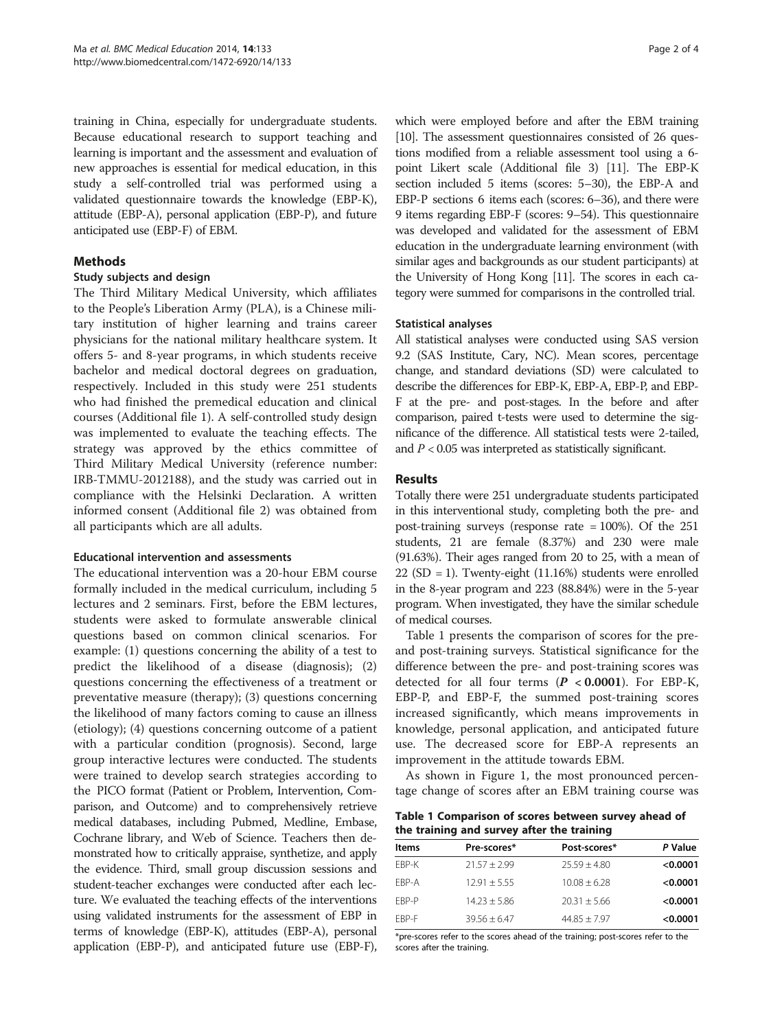training in China, especially for undergraduate students. Because educational research to support teaching and learning is important and the assessment and evaluation of new approaches is essential for medical education, in this study a self-controlled trial was performed using a validated questionnaire towards the knowledge (EBP-K), attitude (EBP-A), personal application (EBP-P), and future anticipated use (EBP-F) of EBM.

## Methods

### Study subjects and design

The Third Military Medical University, which affiliates to the People's Liberation Army (PLA), is a Chinese military institution of higher learning and trains career physicians for the national military healthcare system. It offers 5- and 8-year programs, in which students receive bachelor and medical doctoral degrees on graduation, respectively. Included in this study were 251 students who had finished the premedical education and clinical courses (Additional file 1). A self-controlled study design was implemented to evaluate the teaching effects. The strategy was approved by the ethics committee of Third Military Medical University (reference number: IRB-TMMU-2012188), and the study was carried out in compliance with the Helsinki Declaration. A written informed consent (Additional file 2) was obtained from all participants which are all adults.

### Educational intervention and assessments

The educational intervention was a 20-hour EBM course formally included in the medical curriculum, including 5 lectures and 2 seminars. First, before the EBM lectures, students were asked to formulate answerable clinical questions based on common clinical scenarios. For example: (1) questions concerning the ability of a test to predict the likelihood of a disease (diagnosis); (2) questions concerning the effectiveness of a treatment or preventative measure (therapy); (3) questions concerning the likelihood of many factors coming to cause an illness (etiology); (4) questions concerning outcome of a patient with a particular condition (prognosis). Second, large group interactive lectures were conducted. The students were trained to develop search strategies according to the PICO format (Patient or Problem, Intervention, Comparison, and Outcome) and to comprehensively retrieve medical databases, including Pubmed, Medline, Embase, Cochrane library, and Web of Science. Teachers then demonstrated how to critically appraise, synthetize, and apply the evidence. Third, small group discussion sessions and student-teacher exchanges were conducted after each lecture. We evaluated the teaching effects of the interventions using validated instruments for the assessment of EBP in terms of knowledge (EBP-K), attitudes (EBP-A), personal application (EBP-P), and anticipated future use (EBP-F), which were employed before and after the EBM training [10]. The assessment questionnaires consisted of 26 questions modified from a reliable assessment tool using a 6-point Likert scale (Additional file 3) [11]. The EBP-K section included 5 items (scores: 5–30), the EBP-A and EBP-P sections 6 items each (scores: 6–36), and there were 9 items regarding EBP-F (scores: 9–54). This questionnaire was developed and validated for the assessment of EBM education in the undergraduate learning environment (with similar ages and backgrounds as our student participants) at the University of Hong Kong [11]. The scores in each category were summed for comparisons in the controlled trial.

### Statistical analyses

All statistical analyses were conducted using SAS version 9.2 (SAS Institute, Cary, NC). Mean scores, percentage change, and standard deviations (SD) were calculated to describe the differences for EBP-K, EBP-A, EBP-P, and EBP-F at the pre- and post-stages. In the before and after comparison, paired t-tests were used to determine the significance of the difference. All statistical tests were 2-tailed, and $P < 0.05$ was interpreted as statistically significant.

## Results

Totally there were 251 undergraduate students participated in this interventional study, completing both the pre- and post-training surveys (response rate = 100%). Of the 251 students, 21 are female (8.37%) and 230 were male (91.63%). Their ages ranged from 20 to 25, with a mean of 22 (SD = 1). Twenty-eight (11.16%) students were enrolled in the 8-year program and 223 (88.84%) were in the 5-year program. When investigated, they have the similar schedule of medical courses.

Table 1 presents the comparison of scores for the pre- and post-training surveys. Statistical significance for the difference between the pre- and post-training scores was detected for all four terms (***P* < 0.0001**). For EBP-K, EBP-P, and EBP-F, the summed post-training scores increased significantly, which means improvements in knowledge, personal application, and anticipated future use. The decreased score for EBP-A represents an improvement in the attitude towards EBM.

As shown in Figure 1, the most pronounced percentage change of scores after an EBM training course was

**Table 1 Comparison of scores between survey ahead of the training and survey after the training**

| Items | Pre-scores* | Post-scores* | *P* Value |
|---|---|---|---|
| EBP-K | 21.57 ± 2.99 | 25.59 ± 4.80 | **<0.0001** |
| EBP-A | 12.91 ± 5.55 | 10.08 ± 6.28 | **<0.0001** |
| EBP-P | 14.23 ± 5.86 | 20.31 ± 5.66 | **<0.0001** |
| EBP-F | 39.56 ± 6.47 | 44.85 ± 7.97 | **<0.0001** |

*pre-scores refer to the scores ahead of the training; post-scores refer to the scores after the training.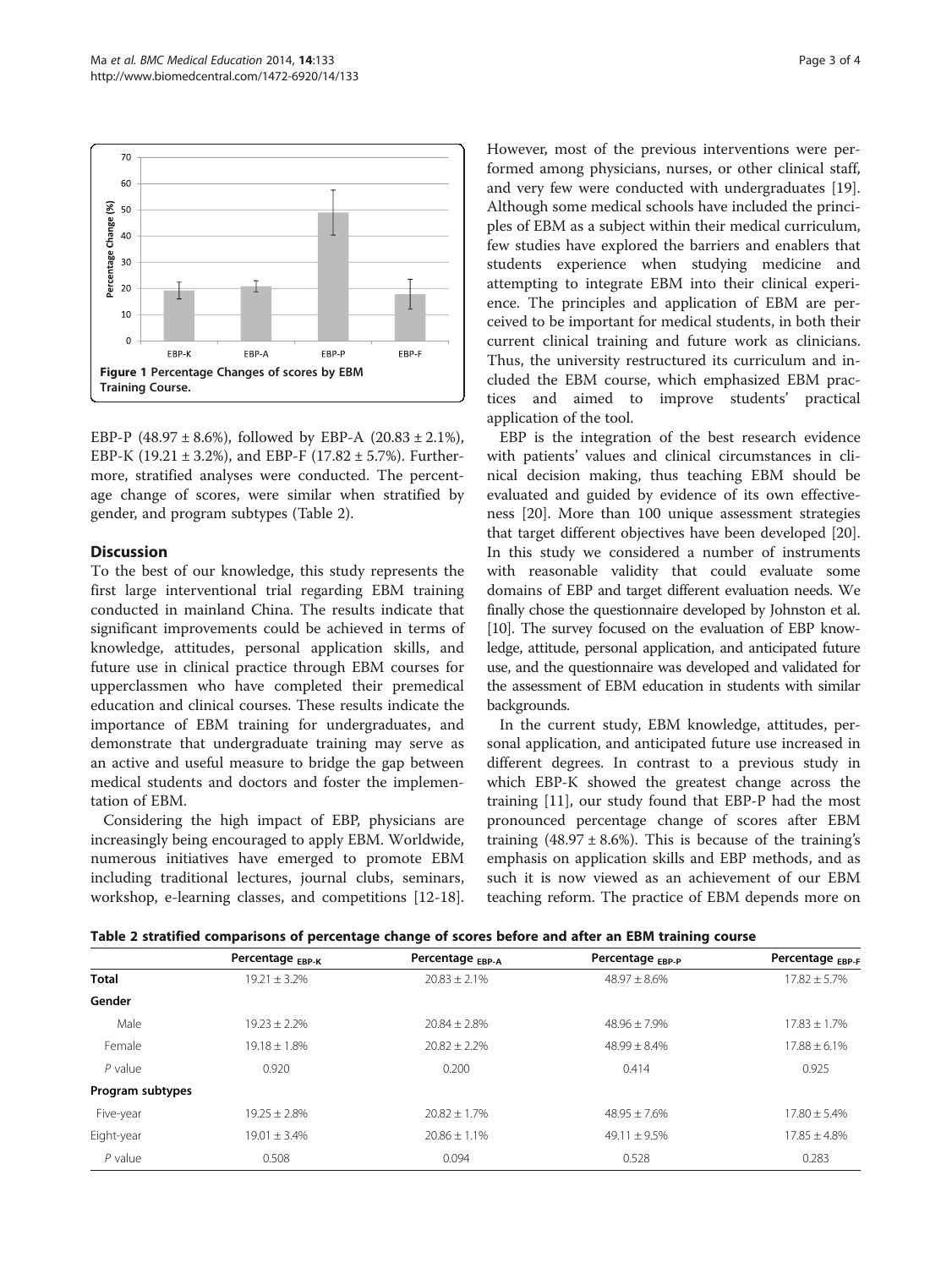70
60
50
40
30
20
10
0

Percentage Change (%)

EBP-K EBP-A EBP-P EBP-F

**Figure 1 Percentage Changes of scores by EBM Training Course.**

EBP-P (48.97 ± 8.6%), followed by EBP-A (20.83 ± 2.1%), EBP-K (19.21 ± 3.2%), and EBP-F (17.82 ± 5.7%). Furthermore, stratified analyses were conducted. The percentage change of scores, were similar when stratified by gender, and program subtypes (Table 2).

## Discussion

To the best of our knowledge, this study represents the first large interventional trial regarding EBM training conducted in mainland China. The results indicate that significant improvements could be achieved in terms of knowledge, attitudes, personal application skills, and future use in clinical practice through EBM courses for upperclassmen who have completed their premedical education and clinical courses. These results indicate the importance of EBM training for undergraduates, and demonstrate that undergraduate training may serve as an active and useful measure to bridge the gap between medical students and doctors and foster the implementation of EBM.

Considering the high impact of EBP, physicians are increasingly being encouraged to apply EBM. Worldwide, numerous initiatives have emerged to promote EBM including traditional lectures, journal clubs, seminars, workshop, e-learning classes, and competitions [12-18]. However, most of the previous interventions were performed among physicians, nurses, or other clinical staff, and very few were conducted with undergraduates [19]. Although some medical schools have included the principles of EBM as a subject within their medical curriculum, few studies have explored the barriers and enablers that students experience when studying medicine and attempting to integrate EBM into their clinical experience. The principles and application of EBM are perceived to be important for medical students, in both their current clinical training and future work as clinicians. Thus, the university restructured its curriculum and included the EBM course, which emphasized EBM practices and aimed to improve students' practical application of the tool.

EBP is the integration of the best research evidence with patients' values and clinical circumstances in clinical decision making, thus teaching EBM should be evaluated and guided by evidence of its own effectiveness [20]. More than 100 unique assessment strategies that target different objectives have been developed [20]. In this study we considered a number of instruments with reasonable validity that could evaluate some domains of EBP and target different evaluation needs. We finally chose the questionnaire developed by Johnston et al. [10]. The survey focused on the evaluation of EBP knowledge, attitude, personal application, and anticipated future use, and the questionnaire was developed and validated for the assessment of EBM education in students with similar backgrounds.

In the current study, EBM knowledge, attitudes, personal application, and anticipated future use increased in different degrees. In contrast to a previous study in which EBP-K showed the greatest change across the training [11], our study found that EBP-P had the most pronounced percentage change of scores after EBM training (48.97 ± 8.6%). This is because of the training's emphasis on application skills and EBP methods, and as such it is now viewed as an achievement of our EBM teaching reform. The practice of EBM depends more on

**Table 2 stratified comparisons of percentage change of scores before and after an EBM training course**

| | Percentage $_{EBP-K}$ | Percentage $_{EBP-A}$ | Percentage $_{EBP-P}$ | Percentage $_{EBP-F}$ |
|---|---|---|---|---|
| **Total** | 19.21 ± 3.2% | 20.83 ± 2.1% | 48.97 ± 8.6% | 17.82 ± 5.7% |
| **Gender** | | | | |
| Male | 19.23 ± 2.2% | 20.84 ± 2.8% | 48.96 ± 7.9% | 17.83 ± 1.7% |
| Female | 19.18 ± 1.8% | 20.82 ± 2.2% | 48.99 ± 8.4% | 17.88 ± 6.1% |
| *P* value | 0.920 | 0.200 | 0.414 | 0.925 |
| **Program subtypes** | | | | |
| Five-year | 19.25 ± 2.8% | 20.82 ± 1.7% | 48.95 ± 7.6% | 17.80 ± 5.4% |
| Eight-year | 19.01 ± 3.4% | 20.86 ± 1.1% | 49.11 ± 9.5% | 17.85 ± 4.8% |
| *P* value | 0.508 | 0.094 | 0.528 | 0.283 |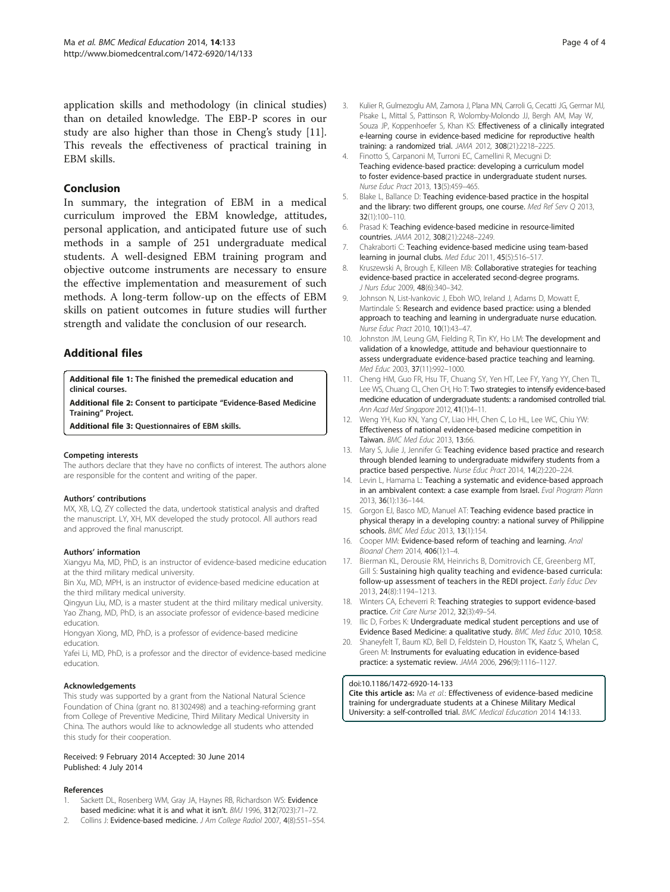application skills and methodology (in clinical studies) than on detailed knowledge. The EBP-P scores in our study are also higher than those in Cheng's study [11]. This reveals the effectiveness of practical training in EBM skills.

## Conclusion

In summary, the integration of EBM in a medical curriculum improved the EBM knowledge, attitudes, personal application, and anticipated future use of such methods in a sample of 251 undergraduate medical students. A well-designed EBM training program and objective outcome instruments are necessary to ensure the effective implementation and measurement of such methods. A long-term follow-up on the effects of EBM skills on patient outcomes in future studies will further strength and validate the conclusion of our research.

## Additional files

**Additional file 1: The finished the premedical education and clinical courses.**

**Additional file 2: Consent to participate "Evidence-Based Medicine Training" Project.**

**Additional file 3: Questionnaires of EBM skills.**

#### Competing interests

The authors declare that they have no conflicts of interest. The authors alone are responsible for the content and writing of the paper.

#### Authors' contributions

MX, XB, LQ, ZY collected the data, undertook statistical analysis and drafted the manuscript. LY, XH, MX developed the study protocol. All authors read and approved the final manuscript.

#### Authors' information

Xiangyu Ma, MD, PhD, is an instructor of evidence-based medicine education at the third military medical university.

Bin Xu, MD, MPH, is an instructor of evidence-based medicine education at the third military medical university.

Qingyun Liu, MD, is a master student at the third military medical university.

Yao Zhang, MD, PhD, is an associate professor of evidence-based medicine education.

Hongyan Xiong, MD, PhD, is a professor of evidence-based medicine education.

Yafei Li, MD, PhD, is a professor and the director of evidence-based medicine education.

#### Acknowledgements

This study was supported by a grant from the National Natural Science Foundation of China (grant no. 81302498) and a teaching-reforming grant from College of Preventive Medicine, Third Military Medical University in China. The authors would like to acknowledge all students who attended this study for their cooperation.

Received: 9 February 2014 Accepted: 30 June 2014
Published: 4 July 2014

#### References

1. Sackett DL, Rosenberg WM, Gray JA, Haynes RB, Richardson WS: **Evidence based medicine: what it is and what it isn't.** *BMJ* 1996, **312**(7023):71–72.
2. Collins J: **Evidence-based medicine.** *J Am College Radiol* 2007, **4**(8):551–554.
3. Kulier R, Gulmezoglu AM, Zamora J, Plana MN, Carroli G, Cecatti JG, Germar MJ, Pisake L, Mittal S, Pattinson R, Wolomby-Molondo JJ, Bergh AM, May W, Souza JP, Koppenhoefer S, Khan KS: **Effectiveness of a clinically integrated e-learning course in evidence-based medicine for reproductive health training: a randomized trial.** *JAMA* 2012, **308**(21):2218–2225.
4. Finotto S, Carpanoni M, Turroni EC, Camellini R, Mecugni D: **Teaching evidence-based practice: developing a curriculum model to foster evidence-based practice in undergraduate student nurses.** *Nurse Educ Pract* 2013, **13**(5):459–465.
5. Blake L, Ballance D: **Teaching evidence-based practice in the hospital and the library: two different groups, one course.** *Med Ref Serv Q* 2013, **32**(1):100–110.
6. Prasad K: **Teaching evidence-based medicine in resource-limited countries.** *JAMA* 2012, **308**(21):2248–2249.
7. Chakraborti C: **Teaching evidence-based medicine using team-based learning in journal clubs.** *Med Educ* 2011, **45**(5):516–517.
8. Kruszewski A, Brough E, Killeen MB: **Collaborative strategies for teaching evidence-based practice in accelerated second-degree programs.** *J Nurs Educ* 2009, **48**(6):340–342.
9. Johnson N, List-Ivankovic J, Eboh WO, Ireland J, Adams D, Mowatt E, Martindale S: **Research and evidence based practice: using a blended approach to teaching and learning in undergraduate nurse education.** *Nurse Educ Pract* 2010, **10**(1):43–47.
10. Johnston JM, Leung GM, Fielding R, Tin KY, Ho LM: **The development and validation of a knowledge, attitude and behaviour questionnaire to assess undergraduate evidence-based practice teaching and learning.** *Med Educ* 2003, **37**(11):992–1000.
11. Cheng HM, Guo FR, Hsu TF, Chuang SY, Yen HT, Lee FY, Yang YY, Chen TL, Lee WS, Chuang CL, Chen CH, Ho T: **Two strategies to intensify evidence-based medicine education of undergraduate students: a randomised controlled trial.** *Ann Acad Med Singapore* 2012, **41**(1):4–11.
12. Weng YH, Kuo KN, Yang CY, Liao HH, Chen C, Lo HL, Lee WC, Chiu YW: **Effectiveness of national evidence-based medicine competition in Taiwan.** *BMC Med Educ* 2013, **13**:66.
13. Mary S, Julie J, Jennifer G: **Teaching evidence based practice and research through blended learning to undergraduate midwifery students from a practice based perspective.** *Nurse Educ Pract* 2014, **14**(2):220–224.
14. Levin L, Hamama L: **Teaching a systematic and evidence-based approach in an ambivalent context: a case example from Israel.** *Eval Program Plann* 2013, **36**(1):136–144.
15. Gorgon EJ, Basco MD, Manuel AT: **Teaching evidence based practice in physical therapy in a developing country: a national survey of Philippine schools.** *BMC Med Educ* 2013, **13**(1):154.
16. Cooper MM: **Evidence-based reform of teaching and learning.** *Anal Bioanal Chem* 2014, **406**(1):1–4.
17. Bierman KL, Derousie RM, Heinrichs B, Domitrovich CE, Greenberg MT, Gill S: **Sustaining high quality teaching and evidence-based curricula: follow-up assessment of teachers in the REDI project.** *Early Educ Dev* 2013, **24**(8):1194–1213.
18. Winters CA, Echeverri R: **Teaching strategies to support evidence-based practice.** *Crit Care Nurse* 2012, **32**(3):49–54.
19. Ilic D, Forbes K: **Undergraduate medical student perceptions and use of Evidence Based Medicine: a qualitative study.** *BMC Med Educ* 2010, **10**:58.
20. Shaneyfelt T, Baum KD, Bell D, Feldstein D, Houston TK, Kaatz S, Whelan C, Green M: **Instruments for evaluating education in evidence-based practice: a systematic review.** *JAMA* 2006, **296**(9):1116–1127.

doi:10.1186/1472-6920-14-133

**Cite this article as:** Ma *et al.*: Effectiveness of evidence-based medicine training for undergraduate students at a Chinese Military Medical University: a self-controlled trial. *BMC Medical Education* 2014 **14**:133.